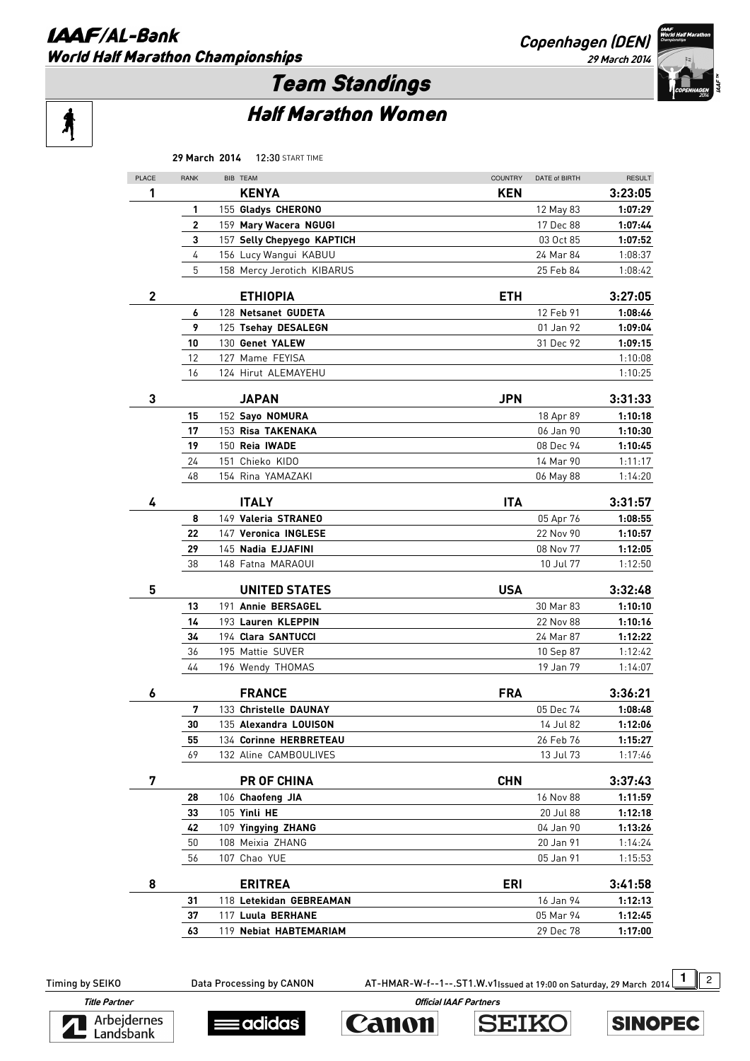# IAAF/AL-Bank World Half Marathon Championships

Copenhagen (DEN)
29 March 2014

## Team Standings

### Half Marathon Women

**29 March 2014** 12:30 START TIME

| PLACE | RANK | BIB | TEAM | COUNTRY | DATE of BIRTH | RESULT |
|---|---|---|---|---|---|---|
| **1** | | | **KENYA** | **KEN** | | **3:23:05** |
| | **1** | 155 | **Gladys CHERONO** | | 12 May 83 | **1:07:29** |
| | **2** | 159 | **Mary Wacera NGUGI** | | 17 Dec 88 | **1:07:44** |
| | **3** | 157 | **Selly Chepyego KAPTICH** | | 03 Oct 85 | **1:07:52** |
| | 4 | 156 | Lucy Wangui KABUU | | 24 Mar 84 | 1:08:37 |
| | 5 | 158 | Mercy Jerotich KIBARUS | | 25 Feb 84 | 1:08:42 |
| **2** | | | **ETHIOPIA** | **ETH** | | **3:27:05** |
| | **6** | 128 | **Netsanet GUDETA** | | 12 Feb 91 | **1:08:46** |
| | **9** | 125 | **Tsehay DESALEGN** | | 01 Jan 92 | **1:09:04** |
| | **10** | 130 | **Genet YALEW** | | 31 Dec 92 | **1:09:15** |
| | 12 | 127 | Mame FEYISA | | | 1:10:08 |
| | 16 | 124 | Hirut ALEMAYEHU | | | 1:10:25 |
| **3** | | | **JAPAN** | **JPN** | | **3:31:33** |
| | **15** | 152 | **Sayo NOMURA** | | 18 Apr 89 | **1:10:18** |
| | **17** | 153 | **Risa TAKENAKA** | | 06 Jan 90 | **1:10:30** |
| | **19** | 150 | **Reia IWADE** | | 08 Dec 94 | **1:10:45** |
| | 24 | 151 | Chieko KIDO | | 14 Mar 90 | 1:11:17 |
| | 48 | 154 | Rina YAMAZAKI | | 06 May 88 | 1:14:20 |
| **4** | | | **ITALY** | **ITA** | | **3:31:57** |
| | **8** | 149 | **Valeria STRANEO** | | 05 Apr 76 | **1:08:55** |
| | **22** | 147 | **Veronica INGLESE** | | 22 Nov 90 | **1:10:57** |
| | **29** | 145 | **Nadia EJJAFINI** | | 08 Nov 77 | **1:12:05** |
| | 38 | 148 | Fatna MARAOUI | | 10 Jul 77 | 1:12:50 |
| **5** | | | **UNITED STATES** | **USA** | | **3:32:48** |
| | **13** | 191 | **Annie BERSAGEL** | | 30 Mar 83 | **1:10:10** |
| | **14** | 193 | **Lauren KLEPPIN** | | 22 Nov 88 | **1:10:16** |
| | **34** | 194 | **Clara SANTUCCI** | | 24 Mar 87 | **1:12:22** |
| | 36 | 195 | Mattie SUVER | | 10 Sep 87 | 1:12:42 |
| | 44 | 196 | Wendy THOMAS | | 19 Jan 79 | 1:14:07 |
| **6** | | | **FRANCE** | **FRA** | | **3:36:21** |
| | **7** | 133 | **Christelle DAUNAY** | | 05 Dec 74 | **1:08:48** |
| | **30** | 135 | **Alexandra LOUISON** | | 14 Jul 82 | **1:12:06** |
| | **55** | 134 | **Corinne HERBRETEAU** | | 26 Feb 76 | **1:15:27** |
| | 69 | 132 | Aline CAMBOULIVES | | 13 Jul 73 | 1:17:46 |
| **7** | | | **PR OF CHINA** | **CHN** | | **3:37:43** |
| | **28** | 106 | **Chaofeng JIA** | | 16 Nov 88 | **1:11:59** |
| | **33** | 105 | **Yinli HE** | | 20 Jul 88 | **1:12:18** |
| | **42** | 109 | **Yingying ZHANG** | | 04 Jan 90 | **1:13:26** |
| | 50 | 108 | Meixia ZHANG | | 20 Jan 91 | 1:14:24 |
| | 56 | 107 | Chao YUE | | 05 Jan 91 | 1:15:53 |
| **8** | | | **ERITREA** | **ERI** | | **3:41:58** |
| | **31** | 118 | **Letekidan GEBREAMAN** | | 16 Jan 94 | **1:12:13** |
| | **37** | 117 | **Luula BERHANE** | | 05 Mar 94 | **1:12:45** |
| | **63** | 119 | **Nebiat HABTEMARIAM** | | 29 Dec 78 | **1:17:00** |

Timing by SEIKO Data Processing by CANON AT-HMAR-W-f--1--.ST1.W.v1 Issued at 19:00 on Saturday, 29 March 2014

Title Partner: Arbejdernes Landsbank

Official IAAF Partners: adidas, Canon, SEIKO, SINOPEC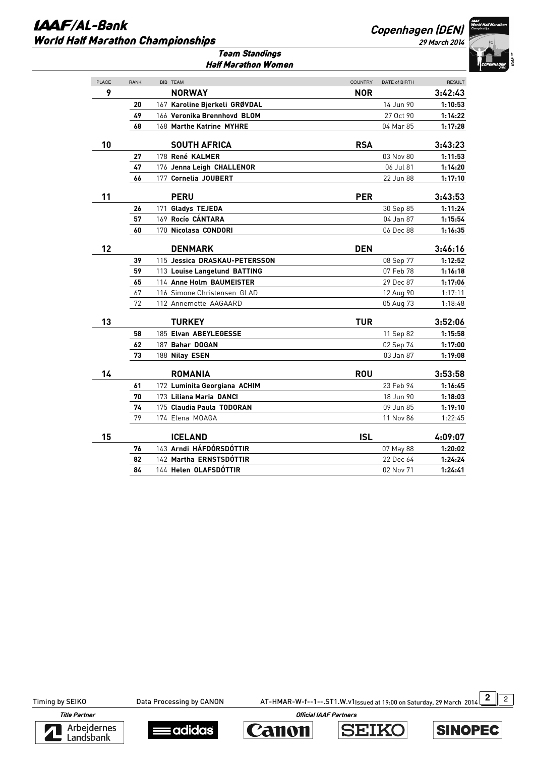# IAAF/AL-Bank World Half Marathon Championships

Copenhagen (DEN)
29 March 2014

## Team Standings
### Half Marathon Women

| PLACE | RANK | BIB | TEAM | COUNTRY | DATE of BIRTH | RESULT |
|---|---|---|---|---|---|---|
| **9** | | | **NORWAY** | **NOR** | | **3:42:43** |
| | **20** | 167 | **Karoline Bjerkeli GRØVDAL** | | 14 Jun 90 | **1:10:53** |
| | **49** | 166 | **Veronika Brennhovd BLOM** | | 27 Oct 90 | **1:14:22** |
| | **68** | 168 | **Marthe Katrine MYHRE** | | 04 Mar 85 | **1:17:28** |
| **10** | | | **SOUTH AFRICA** | **RSA** | | **3:43:23** |
| | **27** | 178 | **René KALMER** | | 03 Nov 80 | **1:11:53** |
| | **47** | 176 | **Jenna Leigh CHALLENOR** | | 06 Jul 81 | **1:14:20** |
| | **66** | 177 | **Cornelia JOUBERT** | | 22 Jun 88 | **1:17:10** |
| **11** | | | **PERU** | **PER** | | **3:43:53** |
| | **26** | 171 | **Gladys TEJEDA** | | 30 Sep 85 | **1:11:24** |
| | **57** | 169 | **Rocío CÁNTARA** | | 04 Jan 87 | **1:15:54** |
| | **60** | 170 | **Nicolasa CONDORI** | | 06 Dec 88 | **1:16:35** |
| **12** | | | **DENMARK** | **DEN** | | **3:46:16** |
| | **39** | 115 | **Jessica DRASKAU-PETERSSON** | | 08 Sep 77 | **1:12:52** |
| | **59** | 113 | **Louise Langelund BATTING** | | 07 Feb 78 | **1:16:18** |
| | **65** | 114 | **Anne Holm BAUMEISTER** | | 29 Dec 87 | **1:17:06** |
| | 67 | 116 | Simone Christensen GLAD | | 12 Aug 90 | 1:17:11 |
| | 72 | 112 | Annemette AAGAARD | | 05 Aug 73 | 1:18:48 |
| **13** | | | **TURKEY** | **TUR** | | **3:52:06** |
| | **58** | 185 | **Elvan ABEYLEGESSE** | | 11 Sep 82 | **1:15:58** |
| | **62** | 187 | **Bahar DOGAN** | | 02 Sep 74 | **1:17:00** |
| | **73** | 188 | **Nilay ESEN** | | 03 Jan 87 | **1:19:08** |
| **14** | | | **ROMANIA** | **ROU** | | **3:53:58** |
| | **61** | 172 | **Luminita Georgiana ACHIM** | | 23 Feb 94 | **1:16:45** |
| | **70** | 173 | **Liliana Maria DANCI** | | 18 Jun 90 | **1:18:03** |
| | **74** | 175 | **Claudia Paula TODORAN** | | 09 Jun 85 | **1:19:10** |
| | 79 | 174 | Elena MOAGA | | 11 Nov 86 | 1:22:45 |
| **15** | | | **ICELAND** | **ISL** | | **4:09:07** |
| | **76** | 143 | **Arndi HÁFDÓRSDÓTTIR** | | 07 May 88 | **1:20:02** |
| | **82** | 142 | **Martha ERNSTSDÓTTIR** | | 22 Dec 64 | **1:24:24** |
| | **84** | 144 | **Helen OLAFSDÓTTIR** | | 02 Nov 71 | **1:24:41** |

Timing by SEIKO Data Processing by CANON AT-HMAR-W-f--1--.ST1.W.v1 Issued at 19:00 on Saturday, 29 March 2014

Title Partner: Arbejdernes Landsbank
Official IAAF Partners: adidas, Canon, SEIKO, SINOPEC